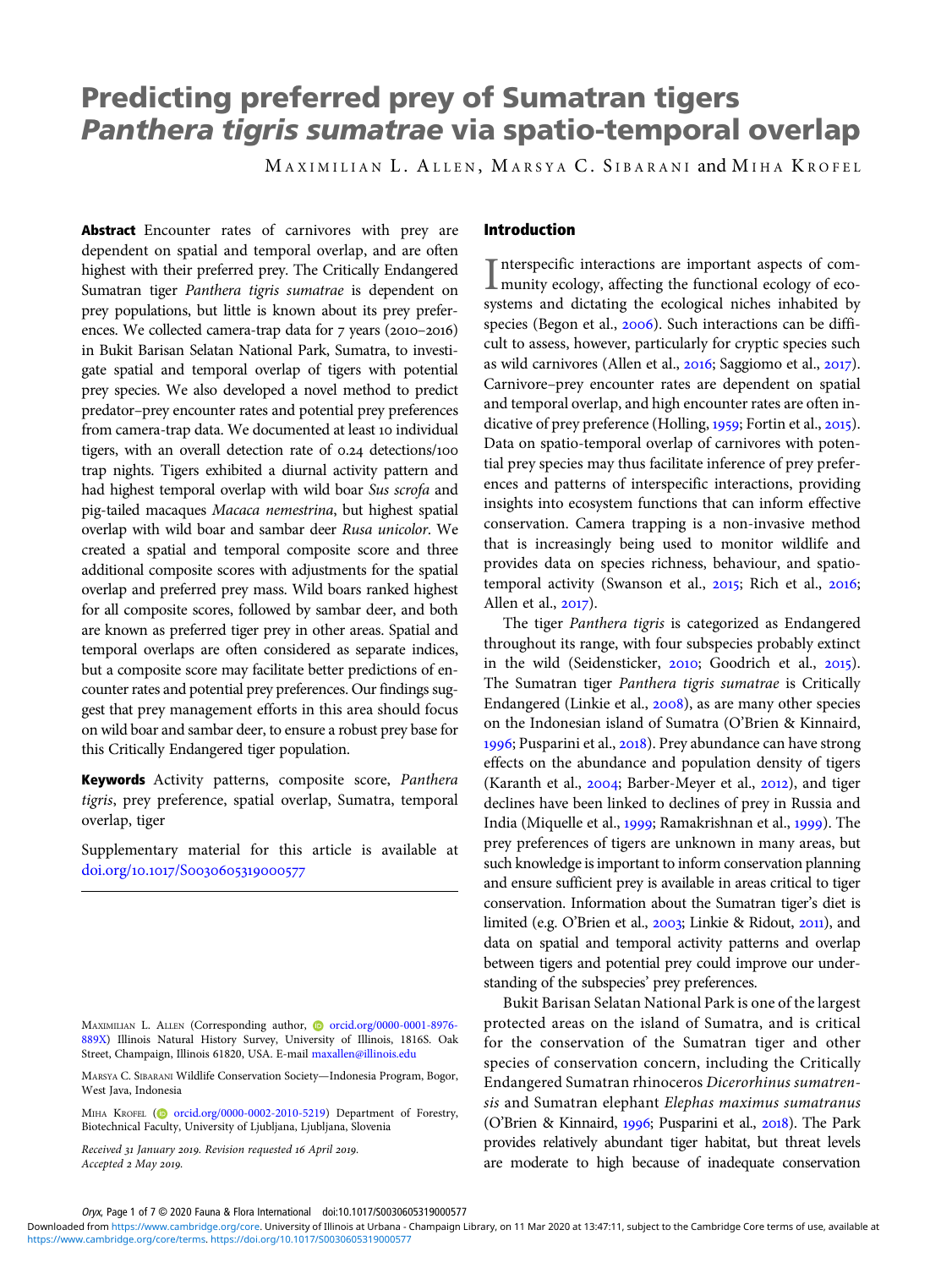# Predicting preferred prey of Sumatran tigers *Panthera tigris sumatrae* via spatio-temporal overlap

MAXIMILIAN L. ALLEN, MARSYA C. SIBARANI and MIHA KROFEL

**Abstract** Encounter rates of carnivores with prey are dependent on spatial and temporal overlap, and are often highest with their preferred prey. The Critically Endangered Sumatran tiger *Panthera tigris sumatrae* is dependent on prey populations, but little is known about its prey preferences. We collected camera-trap data for 7 years (2010–2016) in Bukit Barisan Selatan National Park, Sumatra, to investigate spatial and temporal overlap of tigers with potential prey species. We also developed a novel method to predict predator–prey encounter rates and potential prey preferences from camera-trap data. We documented at least 10 individual tigers, with an overall detection rate of 0.24 detections/100 trap nights. Tigers exhibited a diurnal activity pattern and had highest temporal overlap with wild boar *Sus scrofa* and pig-tailed macaques *Macaca nemestrina*, but highest spatial overlap with wild boar and sambar deer *Rusa unicolor*. We created a spatial and temporal composite score and three additional composite scores with adjustments for the spatial overlap and preferred prey mass. Wild boars ranked highest for all composite scores, followed by sambar deer, and both are known as preferred tiger prey in other areas. Spatial and temporal overlaps are often considered as separate indices, but a composite score may facilitate better predictions of encounter rates and potential prey preferences. Our findings suggest that prey management efforts in this area should focus on wild boar and sambar deer, to ensure a robust prey base for this Critically Endangered tiger population.

**Keywords** Activity patterns, composite score, *Panthera tigris*, prey preference, spatial overlap, Sumatra, temporal overlap, tiger

Supplementary material for this article is available at doi.org/10.1017/S0030605319000577

MAXIMILIAN L. ALLEN (Corresponding author, orcid.org/0000-0001-8976-889X) Illinois Natural History Survey, University of Illinois, 1816S. Oak Street, Champaign, Illinois 61820, USA. E-mail maxallen@illinois.edu

MARSYA C. SIBARANI Wildlife Conservation Society—Indonesia Program, Bogor, West Java, Indonesia

MIHA KROFEL (orcid.org/0000-0002-2010-5219) Department of Forestry, Biotechnical Faculty, University of Ljubljana, Ljubljana, Slovenia

*Received 31 January 2019. Revision requested 16 April 2019. Accepted 2 May 2019.*

## Introduction

Interspecific interactions are important aspects of community ecology, affecting the functional ecology of ecosystems and dictating the ecological niches inhabited by species (Begon et al., 2006). Such interactions can be difficult to assess, however, particularly for cryptic species such as wild carnivores (Allen et al., 2016; Saggiomo et al., 2017). Carnivore–prey encounter rates are dependent on spatial and temporal overlap, and high encounter rates are often indicative of prey preference (Holling, 1959; Fortin et al., 2015). Data on spatio-temporal overlap of carnivores with potential prey species may thus facilitate inference of prey preferences and patterns of interspecific interactions, providing insights into ecosystem functions that can inform effective conservation. Camera trapping is a non-invasive method that is increasingly being used to monitor wildlife and provides data on species richness, behaviour, and spatio-temporal activity (Swanson et al., 2015; Rich et al., 2016; Allen et al., 2017).

The tiger *Panthera tigris* is categorized as Endangered throughout its range, with four subspecies probably extinct in the wild (Seidensticker, 2010; Goodrich et al., 2015). The Sumatran tiger *Panthera tigris sumatrae* is Critically Endangered (Linkie et al., 2008), as are many other species on the Indonesian island of Sumatra (O'Brien & Kinnaird, 1996; Pusparini et al., 2018). Prey abundance can have strong effects on the abundance and population density of tigers (Karanth et al., 2004; Barber-Meyer et al., 2012), and tiger declines have been linked to declines of prey in Russia and India (Miquelle et al., 1999; Ramakrishnan et al., 1999). The prey preferences of tigers are unknown in many areas, but such knowledge is important to inform conservation planning and ensure sufficient prey is available in areas critical to tiger conservation. Information about the Sumatran tiger's diet is limited (e.g. O'Brien et al., 2003; Linkie & Ridout, 2011), and data on spatial and temporal activity patterns and overlap between tigers and potential prey could improve our understanding of the subspecies' prey preferences.

Bukit Barisan Selatan National Park is one of the largest protected areas on the island of Sumatra, and is critical for the conservation of the Sumatran tiger and other species of conservation concern, including the Critically Endangered Sumatran rhinoceros *Dicerorhinus sumatrensis* and Sumatran elephant *Elephas maximus sumatranus* (O'Brien & Kinnaird, 1996; Pusparini et al., 2018). The Park provides relatively abundant tiger habitat, but threat levels are moderate to high because of inadequate conservation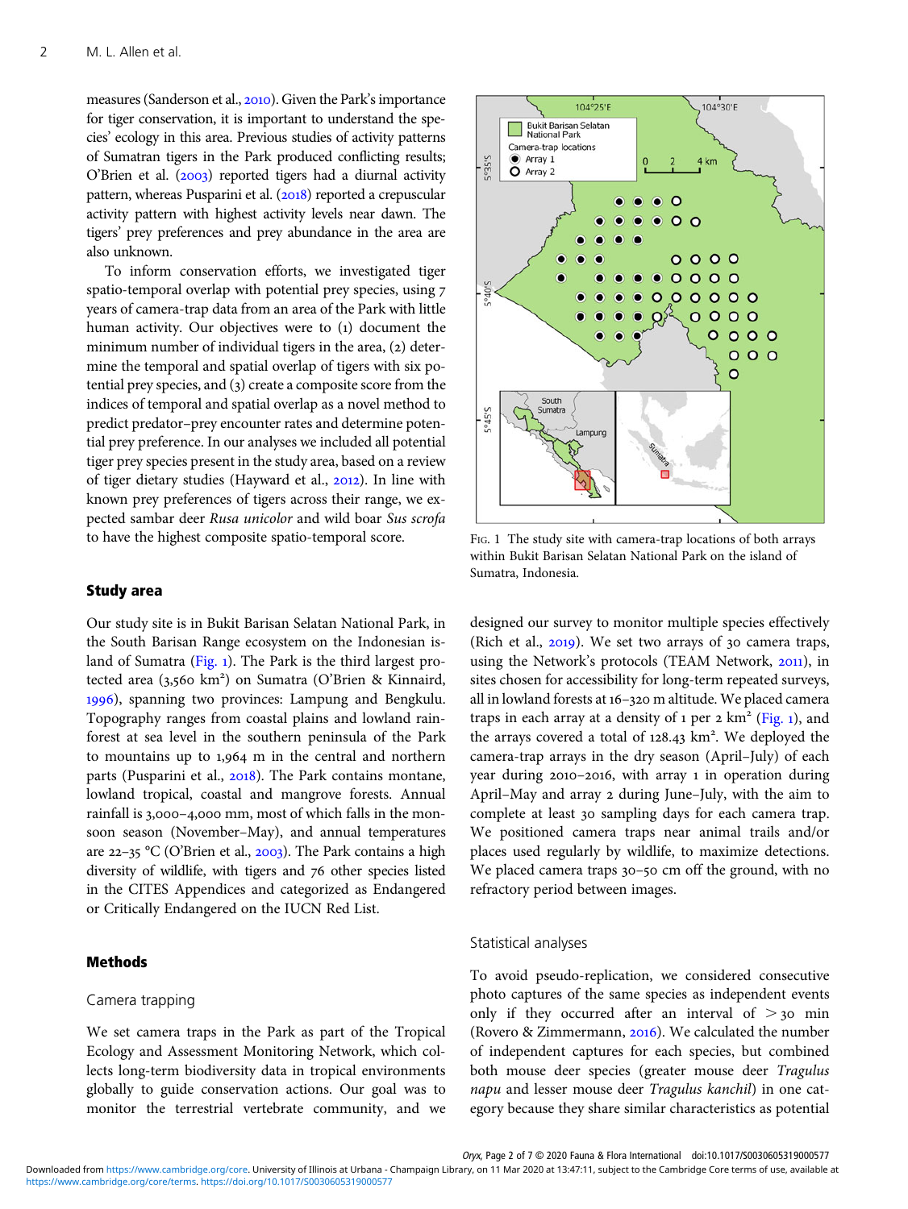measures (Sanderson et al., 2010). Given the Park's importance for tiger conservation, it is important to understand the species' ecology in this area. Previous studies of activity patterns of Sumatran tigers in the Park produced conflicting results; O'Brien et al. (2003) reported tigers had a diurnal activity pattern, whereas Pusparini et al. (2018) reported a crepuscular activity pattern with highest activity levels near dawn. The tigers' prey preferences and prey abundance in the area are also unknown.

To inform conservation efforts, we investigated tiger spatio-temporal overlap with potential prey species, using 7 years of camera-trap data from an area of the Park with little human activity. Our objectives were to (1) document the minimum number of individual tigers in the area, (2) determine the temporal and spatial overlap of tigers with six potential prey species, and (3) create a composite score from the indices of temporal and spatial overlap as a novel method to predict predator–prey encounter rates and determine potential prey preference. In our analyses we included all potential tiger prey species present in the study area, based on a review of tiger dietary studies (Hayward et al., 2012). In line with known prey preferences of tigers across their range, we expected sambar deer *Rusa unicolor* and wild boar *Sus scrofa* to have the highest composite spatio-temporal score.

Fig. 1 The study site with camera-trap locations of both arrays within Bukit Barisan Selatan National Park on the island of Sumatra, Indonesia.

## Study area

Our study site is in Bukit Barisan Selatan National Park, in the South Barisan Range ecosystem on the Indonesian island of Sumatra (Fig. 1). The Park is the third largest protected area (3,560 km²) on Sumatra (O'Brien & Kinnaird, 1996), spanning two provinces: Lampung and Bengkulu. Topography ranges from coastal plains and lowland rainforest at sea level in the southern peninsula of the Park to mountains up to 1,964 m in the central and northern parts (Pusparini et al., 2018). The Park contains montane, lowland tropical, coastal and mangrove forests. Annual rainfall is 3,000–4,000 mm, most of which falls in the monsoon season (November–May), and annual temperatures are 22–35 °C (O'Brien et al., 2003). The Park contains a high diversity of wildlife, with tigers and 76 other species listed in the CITES Appendices and categorized as Endangered or Critically Endangered on the IUCN Red List.

## Methods

### Camera trapping

We set camera traps in the Park as part of the Tropical Ecology and Assessment Monitoring Network, which collects long-term biodiversity data in tropical environments globally to guide conservation actions. Our goal was to monitor the terrestrial vertebrate community, and we designed our survey to monitor multiple species effectively (Rich et al., 2019). We set two arrays of 30 camera traps, using the Network's protocols (TEAM Network, 2011), in sites chosen for accessibility for long-term repeated surveys, all in lowland forests at 16–320 m altitude. We placed camera traps in each array at a density of 1 per 2 km² (Fig. 1), and the arrays covered a total of 128.43 km². We deployed the camera-trap arrays in the dry season (April–July) of each year during 2010–2016, with array 1 in operation during April–May and array 2 during June–July, with the aim to complete at least 30 sampling days for each camera trap. We positioned camera traps near animal trails and/or places used regularly by wildlife, to maximize detections. We placed camera traps 30–50 cm off the ground, with no refractory period between images.

### Statistical analyses

To avoid pseudo-replication, we considered consecutive photo captures of the same species as independent events only if they occurred after an interval of > 30 min (Rovero & Zimmermann, 2016). We calculated the number of independent captures for each species, but combined both mouse deer species (greater mouse deer *Tragulus napu* and lesser mouse deer *Tragulus kanchil*) in one category because they share similar characteristics as potential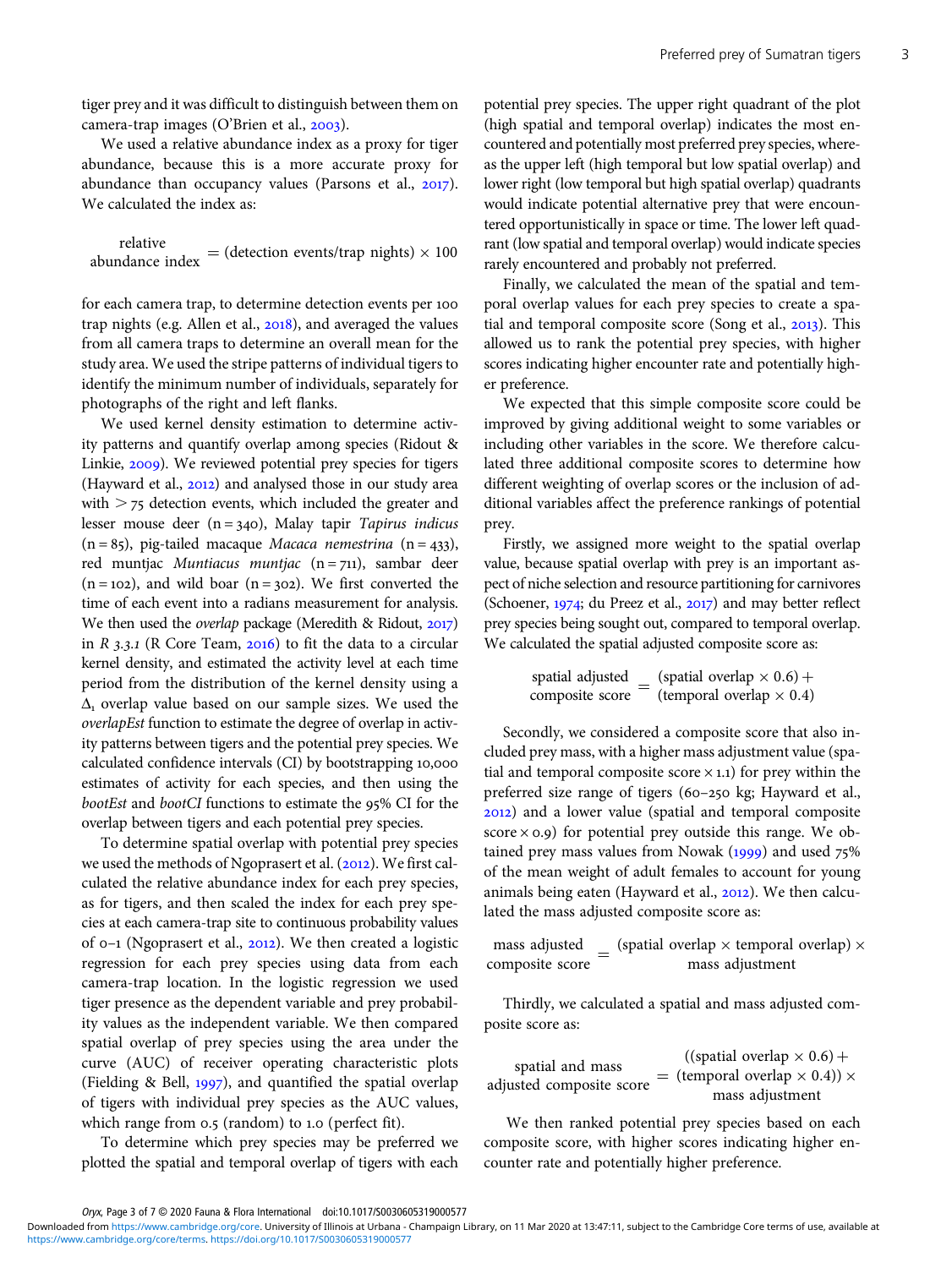tiger prey and it was difficult to distinguish between them on camera-trap images (O'Brien et al., 2003).

We used a relative abundance index as a proxy for tiger abundance, because this is a more accurate proxy for abundance than occupancy values (Parsons et al., 2017). We calculated the index as:

$$\text{relative abundance index} = (\text{detection events/trap nights}) \times 100$$

for each camera trap, to determine detection events per 100 trap nights (e.g. Allen et al., 2018), and averaged the values from all camera traps to determine an overall mean for the study area. We used the stripe patterns of individual tigers to identify the minimum number of individuals, separately for photographs of the right and left flanks.

We used kernel density estimation to determine activity patterns and quantify overlap among species (Ridout & Linkie, 2009). We reviewed potential prey species for tigers (Hayward et al., 2012) and analysed those in our study area with $> 75$ detection events, which included the greater and lesser mouse deer ($n = 340$), Malay tapir *Tapirus indicus* ($n = 85$), pig-tailed macaque *Macaca nemestrina* ($n = 433$), red muntjac *Muntiacus muntjac* ($n = 711$), sambar deer ($n = 102$), and wild boar ($n = 302$). We first converted the time of each event into a radians measurement for analysis. We then used the *overlap* package (Meredith & Ridout, 2017) in *R 3.3.1* (R Core Team, 2016) to fit the data to a circular kernel density, and estimated the activity level at each time period from the distribution of the kernel density using a $\Delta_1$ overlap value based on our sample sizes. We used the *overlapEst* function to estimate the degree of overlap in activity patterns between tigers and the potential prey species. We calculated confidence intervals (CI) by bootstrapping 10,000 estimates of activity for each species, and then using the *bootEst* and *bootCI* functions to estimate the 95% CI for the overlap between tigers and each potential prey species.

To determine spatial overlap with potential prey species we used the methods of Ngoprasert et al. (2012). We first calculated the relative abundance index for each prey species, as for tigers, and then scaled the index for each prey species at each camera-trap site to continuous probability values of 0–1 (Ngoprasert et al., 2012). We then created a logistic regression for each prey species using data from each camera-trap location. In the logistic regression we used tiger presence as the dependent variable and prey probability values as the independent variable. We then compared spatial overlap of prey species using the area under the curve (AUC) of receiver operating characteristic plots (Fielding & Bell, 1997), and quantified the spatial overlap of tigers with individual prey species as the AUC values, which range from 0.5 (random) to 1.0 (perfect fit).

To determine which prey species may be preferred we plotted the spatial and temporal overlap of tigers with each potential prey species. The upper right quadrant of the plot (high spatial and temporal overlap) indicates the most encountered and potentially most preferred prey species, whereas the upper left (high temporal but low spatial overlap) and lower right (low temporal but high spatial overlap) quadrants would indicate potential alternative prey that were encountered opportunistically in space or time. The lower left quadrant (low spatial and temporal overlap) would indicate species rarely encountered and probably not preferred.

Finally, we calculated the mean of the spatial and temporal overlap values for each prey species to create a spatial and temporal composite score (Song et al., 2013). This allowed us to rank the potential prey species, with higher scores indicating higher encounter rate and potentially higher preference.

We expected that this simple composite score could be improved by giving additional weight to some variables or including other variables in the score. We therefore calculated three additional composite scores to determine how different weighting of overlap scores or the inclusion of additional variables affect the preference rankings of potential prey.

Firstly, we assigned more weight to the spatial overlap value, because spatial overlap with prey is an important aspect of niche selection and resource partitioning for carnivores (Schoener, 1974; du Preez et al., 2017) and may better reflect prey species being sought out, compared to temporal overlap. We calculated the spatial adjusted composite score as:

$$\text{spatial adjusted composite score} = (\text{spatial overlap} \times 0.6) + (\text{temporal overlap} \times 0.4)$$

Secondly, we considered a composite score that also included prey mass, with a higher mass adjustment value (spatial and temporal composite score $\times$ 1.1) for prey within the preferred size range of tigers (60–250 kg; Hayward et al., 2012) and a lower value (spatial and temporal composite score $\times$ 0.9) for potential prey outside this range. We obtained prey mass values from Nowak (1999) and used 75% of the mean weight of adult females to account for young animals being eaten (Hayward et al., 2012). We then calculated the mass adjusted composite score as:

$$\text{mass adjusted composite score} = (\text{spatial overlap} \times \text{temporal overlap}) \times \text{mass adjustment}$$

Thirdly, we calculated a spatial and mass adjusted composite score as:

$$\text{spatial and mass adjusted composite score} = ((\text{spatial overlap} \times 0.6) + (\text{temporal overlap} \times 0.4)) \times \text{mass adjustment}$$

We then ranked potential prey species based on each composite score, with higher scores indicating higher encounter rate and potentially higher preference.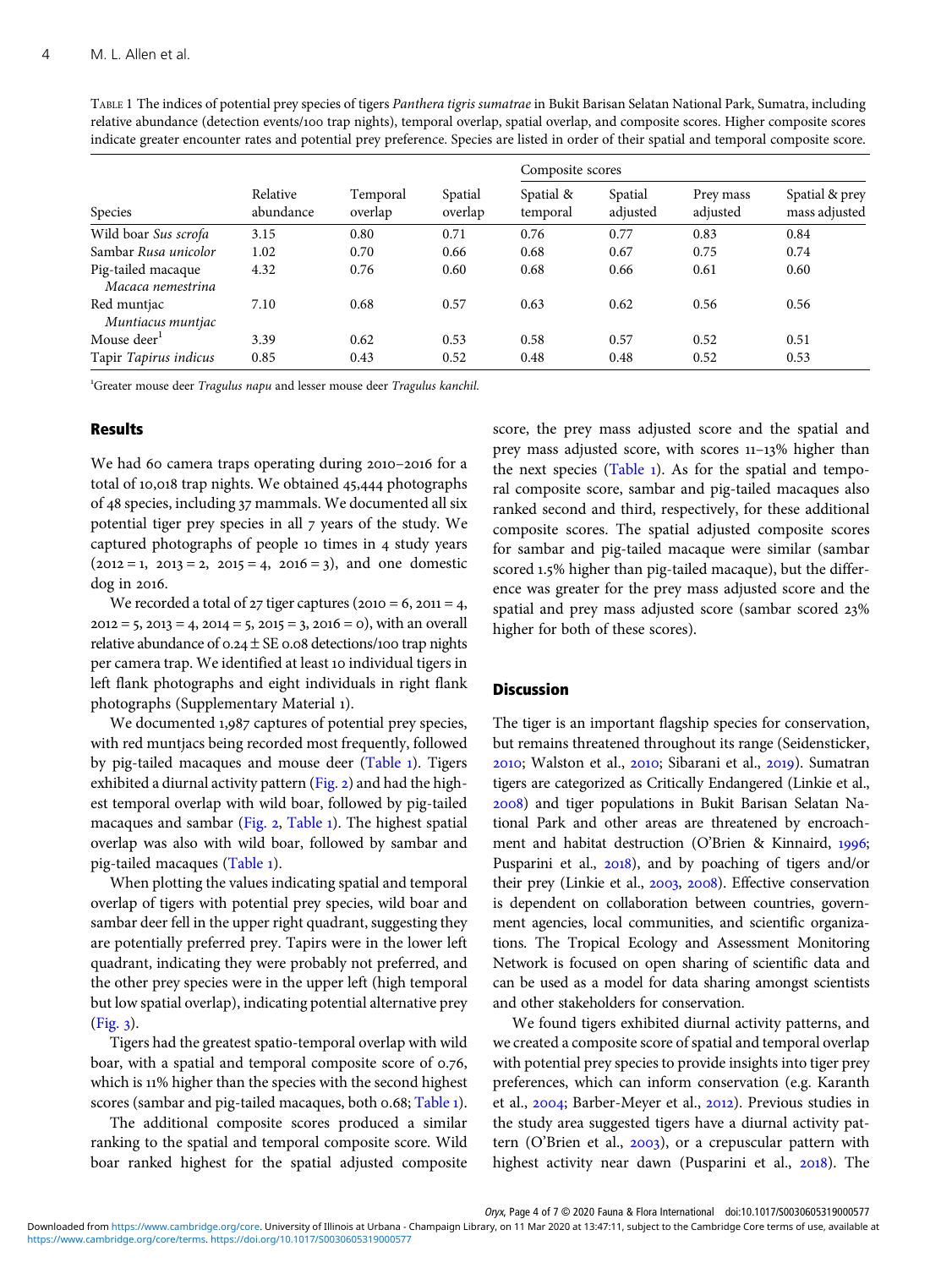TABLE 1 The indices of potential prey species of tigers *Panthera tigris sumatrae* in Bukit Barisan Selatan National Park, Sumatra, including relative abundance (detection events/100 trap nights), temporal overlap, spatial overlap, and composite scores. Higher composite scores indicate greater encounter rates and potential prey preference. Species are listed in order of their spatial and temporal composite score.

| Species | Relative abundance | Temporal overlap | Spatial overlap | Composite scores | | | |
|---|---|---|---|---|---|---|---|
| | | | | Spatial & temporal | Spatial adjusted | Prey mass adjusted | Spatial & prey mass adjusted |
| Wild boar *Sus scrofa* | 3.15 | 0.80 | 0.71 | 0.76 | 0.77 | 0.83 | 0.84 |
| Sambar *Rusa unicolor* | 1.02 | 0.70 | 0.66 | 0.68 | 0.67 | 0.75 | 0.74 |
| Pig-tailed macaque *Macaca nemestrina* | 4.32 | 0.76 | 0.60 | 0.68 | 0.66 | 0.61 | 0.60 |
| Red muntjac *Muntiacus muntjac* | 7.10 | 0.68 | 0.57 | 0.63 | 0.62 | 0.56 | 0.56 |
| Mouse deer[1] | 3.39 | 0.62 | 0.53 | 0.58 | 0.57 | 0.52 | 0.51 |
| Tapir *Tapirus indicus* | 0.85 | 0.43 | 0.52 | 0.48 | 0.48 | 0.52 | 0.53 |

[1]Greater mouse deer *Tragulus napu* and lesser mouse deer *Tragulus kanchil*.

## Results

We had 60 camera traps operating during 2010–2016 for a total of 10,018 trap nights. We obtained 45,444 photographs of 48 species, including 37 mammals. We documented all six potential tiger prey species in all 7 years of the study. We captured photographs of people 10 times in 4 study years (2012 = 1, 2013 = 2, 2015 = 4, 2016 = 3), and one domestic dog in 2016.

We recorded a total of 27 tiger captures (2010 = 6, 2011 = 4, 2012 = 5, 2013 = 4, 2014 = 5, 2015 = 3, 2016 = 0), with an overall relative abundance of 0.24 ± SE 0.08 detections/100 trap nights per camera trap. We identified at least 10 individual tigers in left flank photographs and eight individuals in right flank photographs (Supplementary Material 1).

We documented 1,987 captures of potential prey species, with red muntjacs being recorded most frequently, followed by pig-tailed macaques and mouse deer (Table 1). Tigers exhibited a diurnal activity pattern (Fig. 2) and had the highest temporal overlap with wild boar, followed by pig-tailed macaques and sambar (Fig. 2, Table 1). The highest spatial overlap was also with wild boar, followed by sambar and pig-tailed macaques (Table 1).

When plotting the values indicating spatial and temporal overlap of tigers with potential prey species, wild boar and sambar deer fell in the upper right quadrant, suggesting they are potentially preferred prey. Tapirs were in the lower left quadrant, indicating they were probably not preferred, and the other prey species were in the upper left (high temporal but low spatial overlap), indicating potential alternative prey (Fig. 3).

Tigers had the greatest spatio-temporal overlap with wild boar, with a spatial and temporal composite score of 0.76, which is 11% higher than the species with the second highest scores (sambar and pig-tailed macaques, both 0.68; Table 1).

The additional composite scores produced a similar ranking to the spatial and temporal composite score. Wild boar ranked highest for the spatial adjusted composite score, the prey mass adjusted score and the spatial and prey mass adjusted score, with scores 11–13% higher than the next species (Table 1). As for the spatial and temporal composite score, sambar and pig-tailed macaques also ranked second and third, respectively, for these additional composite scores. The spatial adjusted composite scores for sambar and pig-tailed macaque were similar (sambar scored 1.5% higher than pig-tailed macaque), but the difference was greater for the prey mass adjusted score and the spatial and prey mass adjusted score (sambar scored 23% higher for both of these scores).

## Discussion

The tiger is an important flagship species for conservation, but remains threatened throughout its range (Seidensticker, 2010; Walston et al., 2010; Sibarani et al., 2019). Sumatran tigers are categorized as Critically Endangered (Linkie et al., 2008) and tiger populations in Bukit Barisan Selatan National Park and other areas are threatened by encroachment and habitat destruction (O'Brien & Kinnaird, 1996; Pusparini et al., 2018), and by poaching of tigers and/or their prey (Linkie et al., 2003, 2008). Effective conservation is dependent on collaboration between countries, government agencies, local communities, and scientific organizations. The Tropical Ecology and Assessment Monitoring Network is focused on open sharing of scientific data and can be used as a model for data sharing amongst scientists and other stakeholders for conservation.

We found tigers exhibited diurnal activity patterns, and we created a composite score of spatial and temporal overlap with potential prey species to provide insights into tiger prey preferences, which can inform conservation (e.g. Karanth et al., 2004; Barber-Meyer et al., 2012). Previous studies in the study area suggested tigers have a diurnal activity pattern (O'Brien et al., 2003), or a crepuscular pattern with highest activity near dawn (Pusparini et al., 2018). The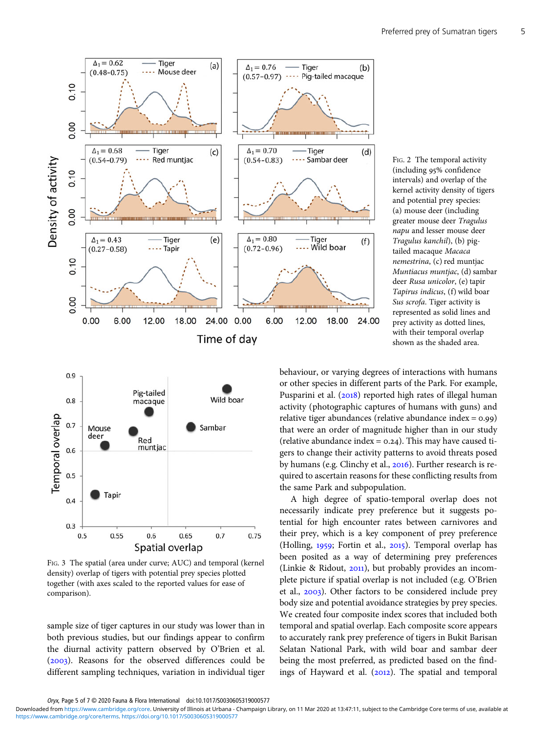FIG. 2 The temporal activity (including 95% confidence intervals) and overlap of the kernel activity density of tigers and potential prey species: (a) mouse deer (including greater mouse deer *Tragulus napu* and lesser mouse deer *Tragulus kanchil*), (b) pig-tailed macaque *Macaca nemestrina*, (c) red muntjac *Muntiacus muntjac*, (d) sambar deer *Rusa unicolor*, (e) tapir *Tapirus indicus*, (f) wild boar *Sus scrofa*. Tiger activity is represented as solid lines and prey activity as dotted lines, with their temporal overlap shown as the shaded area.

FIG. 3 The spatial (area under curve; AUC) and temporal (kernel density) overlap of tigers with potential prey species plotted together (with axes scaled to the reported values for ease of comparison).

sample size of tiger captures in our study was lower than in both previous studies, but our findings appear to confirm the diurnal activity pattern observed by O'Brien et al. (2003). Reasons for the observed differences could be different sampling techniques, variation in individual tiger behaviour, or varying degrees of interactions with humans or other species in different parts of the Park. For example, Pusparini et al. (2018) reported high rates of illegal human activity (photographic captures of humans with guns) and relative tiger abundances (relative abundance index = 0.99) that were an order of magnitude higher than in our study (relative abundance index = 0.24). This may have caused tigers to change their activity patterns to avoid threats posed by humans (e.g. Clinchy et al., 2016). Further research is required to ascertain reasons for these conflicting results from the same Park and subpopulation.

A high degree of spatio-temporal overlap does not necessarily indicate prey preference but it suggests potential for high encounter rates between carnivores and their prey, which is a key component of prey preference (Holling, 1959; Fortin et al., 2015). Temporal overlap has been posited as a way of determining prey preferences (Linkie & Ridout, 2011), but probably provides an incomplete picture if spatial overlap is not included (e.g. O'Brien et al., 2003). Other factors to be considered include prey body size and potential avoidance strategies by prey species. We created four composite index scores that included both temporal and spatial overlap. Each composite score appears to accurately rank prey preference of tigers in Bukit Barisan Selatan National Park, with wild boar and sambar deer being the most preferred, as predicted based on the findings of Hayward et al. (2012). The spatial and temporal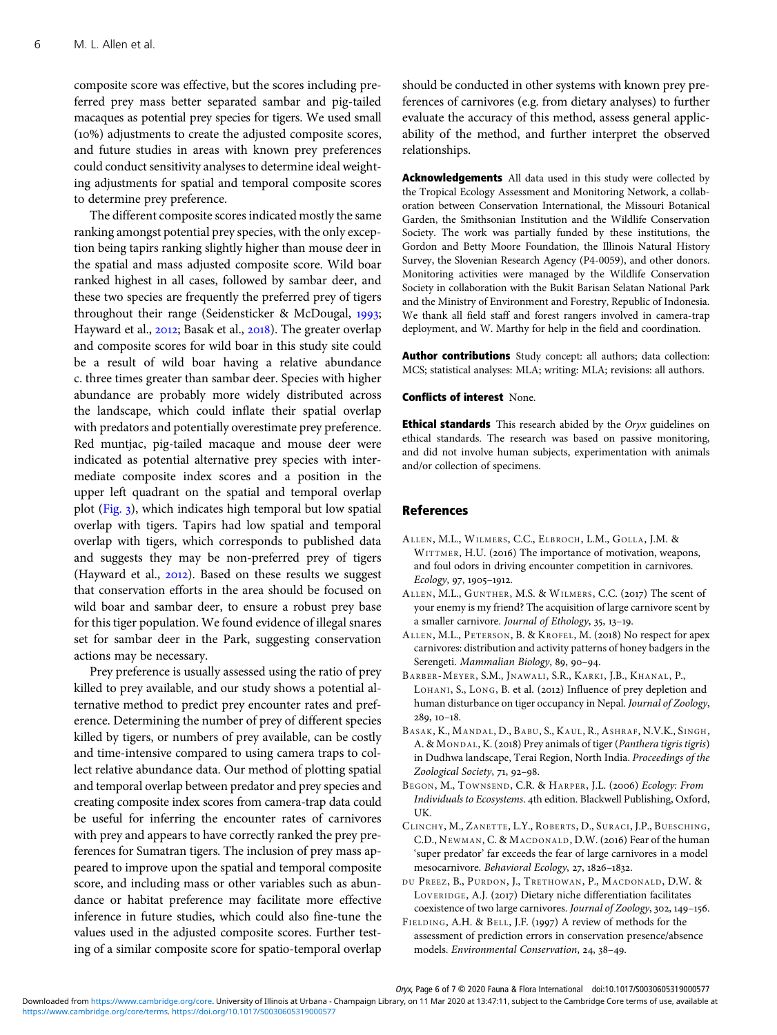composite score was effective, but the scores including preferred prey mass better separated sambar and pig-tailed macaques as potential prey species for tigers. We used small (10%) adjustments to create the adjusted composite scores, and future studies in areas with known prey preferences could conduct sensitivity analyses to determine ideal weighting adjustments for spatial and temporal composite scores to determine prey preference.

The different composite scores indicated mostly the same ranking amongst potential prey species, with the only exception being tapirs ranking slightly higher than mouse deer in the spatial and mass adjusted composite score. Wild boar ranked highest in all cases, followed by sambar deer, and these two species are frequently the preferred prey of tigers throughout their range (Seidensticker & McDougal, 1993; Hayward et al., 2012; Basak et al., 2018). The greater overlap and composite scores for wild boar in this study site could be a result of wild boar having a relative abundance c. three times greater than sambar deer. Species with higher abundance are probably more widely distributed across the landscape, which could inflate their spatial overlap with predators and potentially overestimate prey preference. Red muntjac, pig-tailed macaque and mouse deer were indicated as potential alternative prey species with intermediate composite index scores and a position in the upper left quadrant on the spatial and temporal overlap plot (Fig. 3), which indicates high temporal but low spatial overlap with tigers. Tapirs had low spatial and temporal overlap with tigers, which corresponds to published data and suggests they may be non-preferred prey of tigers (Hayward et al., 2012). Based on these results we suggest that conservation efforts in the area should be focused on wild boar and sambar deer, to ensure a robust prey base for this tiger population. We found evidence of illegal snares set for sambar deer in the Park, suggesting conservation actions may be necessary.

Prey preference is usually assessed using the ratio of prey killed to prey available, and our study shows a potential alternative method to predict prey encounter rates and preference. Determining the number of prey of different species killed by tigers, or numbers of prey available, can be costly and time-intensive compared to using camera traps to collect relative abundance data. Our method of plotting spatial and temporal overlap between predator and prey species and creating composite index scores from camera-trap data could be useful for inferring the encounter rates of carnivores with prey and appears to have correctly ranked the prey preferences for Sumatran tigers. The inclusion of prey mass appeared to improve upon the spatial and temporal composite score, and including mass or other variables such as abundance or habitat preference may facilitate more effective inference in future studies, which could also fine-tune the values used in the adjusted composite scores. Further testing of a similar composite score for spatio-temporal overlap should be conducted in other systems with known prey preferences of carnivores (e.g. from dietary analyses) to further evaluate the accuracy of this method, assess general applicability of the method, and further interpret the observed relationships.

**Acknowledgements** All data used in this study were collected by the Tropical Ecology Assessment and Monitoring Network, a collaboration between Conservation International, the Missouri Botanical Garden, the Smithsonian Institution and the Wildlife Conservation Society. The work was partially funded by these institutions, the Gordon and Betty Moore Foundation, the Illinois Natural History Survey, the Slovenian Research Agency (P4-0059), and other donors. Monitoring activities were managed by the Wildlife Conservation Society in collaboration with the Bukit Barisan Selatan National Park and the Ministry of Environment and Forestry, Republic of Indonesia. We thank all field staff and forest rangers involved in camera-trap deployment, and W. Marthy for help in the field and coordination.

**Author contributions** Study concept: all authors; data collection: MCS; statistical analyses: MLA; writing: MLA; revisions: all authors.

**Conflicts of interest** None.

**Ethical standards** This research abided by the *Oryx* guidelines on ethical standards. The research was based on passive monitoring, and did not involve human subjects, experimentation with animals and/or collection of specimens.

## References

Allen, M.L., Wilmers, C.C., Elbroch, L.M., Golla, J.M. & Wittmer, H.U. (2016) The importance of motivation, weapons, and foul odors in driving encounter competition in carnivores. *Ecology*, 97, 1905–1912.

Allen, M.L., Gunther, M.S. & Wilmers, C.C. (2017) The scent of your enemy is my friend? The acquisition of large carnivore scent by a smaller carnivore. *Journal of Ethology*, 35, 13–19.

Allen, M.L., Peterson, B. & Krofel, M. (2018) No respect for apex carnivores: distribution and activity patterns of honey badgers in the Serengeti. *Mammalian Biology*, 89, 90–94.

Barber-Meyer, S.M., Jnawali, S.R., Karki, J.B., Khanal, P., Lohani, S., Long, B. et al. (2012) Influence of prey depletion and human disturbance on tiger occupancy in Nepal. *Journal of Zoology*, 289, 10–18.

Basak, K., Mandal, D., Babu, S., Kaul, R., Ashraf, N.V.K., Singh, A. & Mondal, K. (2018) Prey animals of tiger (*Panthera tigris tigris*) in Dudhwa landscape, Terai Region, North India. *Proceedings of the Zoological Society*, 71, 92–98.

Begon, M., Townsend, C.R. & Harper, J.L. (2006) *Ecology: From Individuals to Ecosystems*. 4th edition. Blackwell Publishing, Oxford, UK.

Clinchy, M., Zanette, L.Y., Roberts, D., Suraci, J.P., Buesching, C.D., Newman, C. & Macdonald, D.W. (2016) Fear of the human 'super predator' far exceeds the fear of large carnivores in a model mesocarnivore. *Behavioral Ecology*, 27, 1826–1832.

du Preez, B., Purdon, J., Trethowan, P., Macdonald, D.W. & Loveridge, A.J. (2017) Dietary niche differentiation facilitates coexistence of two large carnivores. *Journal of Zoology*, 302, 149–156.

Fielding, A.H. & Bell, J.F. (1997) A review of methods for the assessment of prediction errors in conservation presence/absence models. *Environmental Conservation*, 24, 38–49.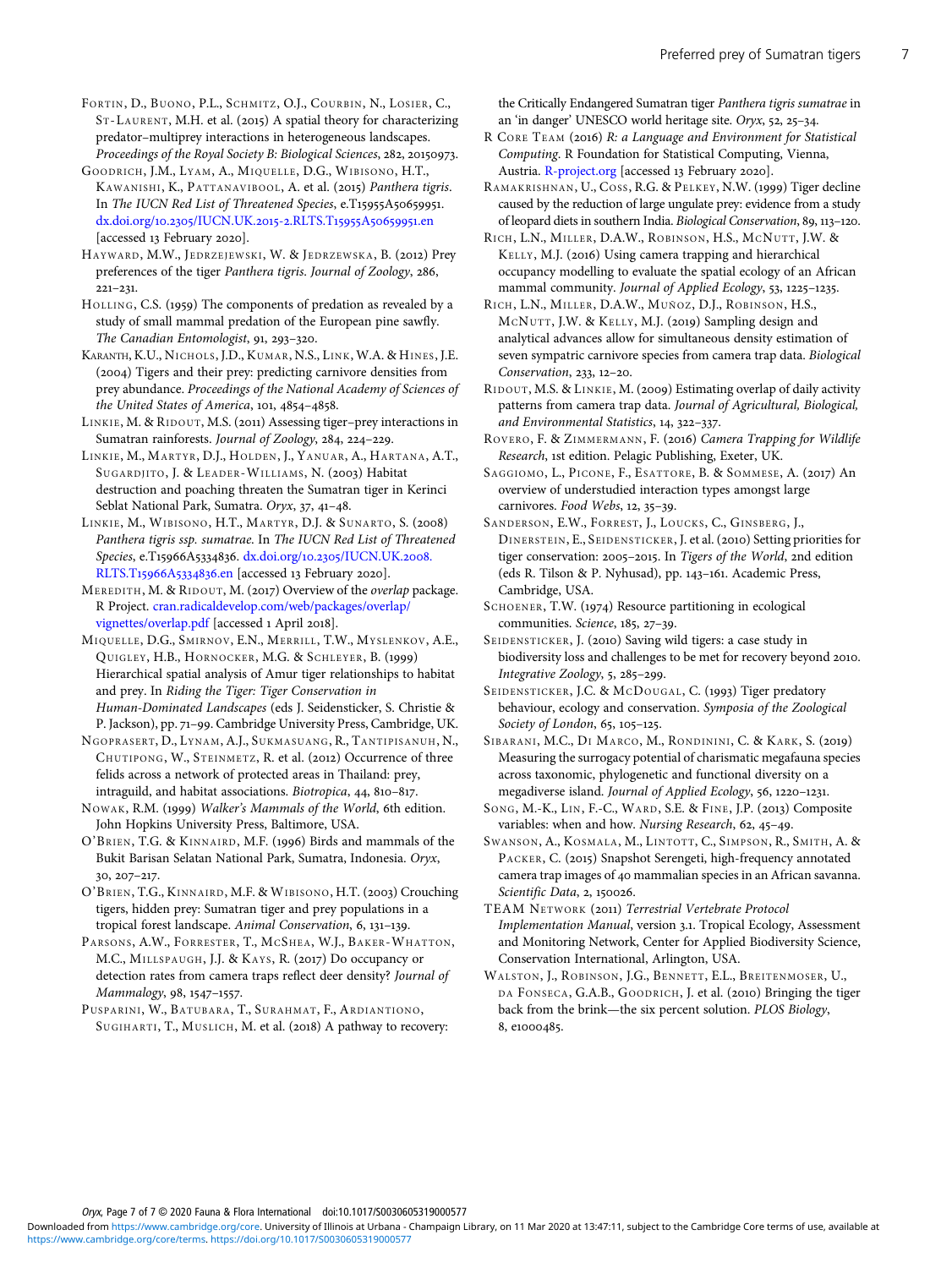Fortin, D., Buono, P.L., Schmitz, O.J., Courbin, N., Losier, C., St-Laurent, M.H. et al. (2015) A spatial theory for characterizing predator–multiprey interactions in heterogeneous landscapes. *Proceedings of the Royal Society B: Biological Sciences*, 282, 20150973.

Goodrich, J.M., Lyam, A., Miquelle, D.G., Wibisono, H.T., Kawanishi, K., Pattanavibool, A. et al. (2015) *Panthera tigris*. In *The IUCN Red List of Threatened Species*, e.T15955A50659951. dx.doi.org/10.2305/IUCN.UK.2015-2.RLTS.T15955A50659951.en [accessed 13 February 2020].

Hayward, M.W., Jedrzejewski, W. & Jedrzewska, B. (2012) Prey preferences of the tiger *Panthera tigris*. *Journal of Zoology*, 286, 221–231.

Holling, C.S. (1959) The components of predation as revealed by a study of small mammal predation of the European pine sawfly. *The Canadian Entomologist*, 91, 293–320.

Karanth, K.U., Nichols, J.D., Kumar, N.S., Link, W.A. & Hines, J.E. (2004) Tigers and their prey: predicting carnivore densities from prey abundance. *Proceedings of the National Academy of Sciences of the United States of America*, 101, 4854–4858.

Linkie, M. & Ridout, M.S. (2011) Assessing tiger–prey interactions in Sumatran rainforests. *Journal of Zoology*, 284, 224–229.

Linkie, M., Martyr, D.J., Holden, J., Yanuar, A., Hartana, A.T., Sugardjito, J. & Leader-Williams, N. (2003) Habitat destruction and poaching threaten the Sumatran tiger in Kerinci Seblat National Park, Sumatra. *Oryx*, 37, 41–48.

Linkie, M., Wibisono, H.T., Martyr, D.J. & Sunarto, S. (2008) *Panthera tigris ssp. sumatrae*. In *The IUCN Red List of Threatened Species*, e.T15966A5334836. dx.doi.org/10.2305/IUCN.UK.2008.RLTS.T15966A5334836.en [accessed 13 February 2020].

Meredith, M. & Ridout, M. (2017) Overview of the *overlap* package. R Project. cran.radicaldevelop.com/web/packages/overlap/vignettes/overlap.pdf [accessed 1 April 2018].

Miquelle, D.G., Smirnov, E.N., Merrill, T.W., Myslenkov, A.E., Quigley, H.B., Hornocker, M.G. & Schleyer, B. (1999) Hierarchical spatial analysis of Amur tiger relationships to habitat and prey. In *Riding the Tiger: Tiger Conservation in Human-Dominated Landscapes* (eds J. Seidensticker, S. Christie & P. Jackson), pp. 71–99. Cambridge University Press, Cambridge, UK.

Ngoprasert, D., Lynam, A.J., Sukmasuang, R., Tantipisanuh, N., Chutipong, W., Steinmetz, R. et al. (2012) Occurrence of three felids across a network of protected areas in Thailand: prey, intraguild, and habitat associations. *Biotropica*, 44, 810–817.

Nowak, R.M. (1999) *Walker's Mammals of the World*, 6th edition. John Hopkins University Press, Baltimore, USA.

O'Brien, T.G. & Kinnaird, M.F. (1996) Birds and mammals of the Bukit Barisan Selatan National Park, Sumatra, Indonesia. *Oryx*, 30, 207–217.

O'Brien, T.G., Kinnaird, M.F. & Wibisono, H.T. (2003) Crouching tigers, hidden prey: Sumatran tiger and prey populations in a tropical forest landscape. *Animal Conservation*, 6, 131–139.

Parsons, A.W., Forrester, T., McShea, W.J., Baker-Whatton, M.C., Millspaugh, J.J. & Kays, R. (2017) Do occupancy or detection rates from camera traps reflect deer density? *Journal of Mammalogy*, 98, 1547–1557.

Pusparini, W., Batubara, T., Surahmat, F., Ardiantiono, Sugiharti, T., Muslich, M. et al. (2018) A pathway to recovery: the Critically Endangered Sumatran tiger *Panthera tigris sumatrae* in an 'in danger' UNESCO world heritage site. *Oryx*, 52, 25–34.

R Core Team (2016) *R: a Language and Environment for Statistical Computing*. R Foundation for Statistical Computing, Vienna, Austria. R-project.org [accessed 13 February 2020].

Ramakrishnan, U., Coss, R.G. & Pelkey, N.W. (1999) Tiger decline caused by the reduction of large ungulate prey: evidence from a study of leopard diets in southern India. *Biological Conservation*, 89, 113–120.

Rich, L.N., Miller, D.A.W., Robinson, H.S., McNutt, J.W. & Kelly, M.J. (2016) Using camera trapping and hierarchical occupancy modelling to evaluate the spatial ecology of an African mammal community. *Journal of Applied Ecology*, 53, 1225–1235.

Rich, L.N., Miller, D.A.W., Muñoz, D.J., Robinson, H.S., McNutt, J.W. & Kelly, M.J. (2019) Sampling design and analytical advances allow for simultaneous density estimation of seven sympatric carnivore species from camera trap data. *Biological Conservation*, 233, 12–20.

Ridout, M.S. & Linkie, M. (2009) Estimating overlap of daily activity patterns from camera trap data. *Journal of Agricultural, Biological, and Environmental Statistics*, 14, 322–337.

Rovero, F. & Zimmermann, F. (2016) *Camera Trapping for Wildlife Research*, 1st edition. Pelagic Publishing, Exeter, UK.

Saggiomo, L., Picone, F., Esattore, B. & Sommese, A. (2017) An overview of understudied interaction types amongst large carnivores. *Food Webs*, 12, 35–39.

Sanderson, E.W., Forrest, J., Loucks, C., Ginsberg, J., Dinerstein, E., Seidensticker, J. et al. (2010) Setting priorities for tiger conservation: 2005–2015. In *Tigers of the World*, 2nd edition (eds R. Tilson & P. Nyhusad), pp. 143–161. Academic Press, Cambridge, USA.

Schoener, T.W. (1974) Resource partitioning in ecological communities. *Science*, 185, 27–39.

Seidensticker, J. (2010) Saving wild tigers: a case study in biodiversity loss and challenges to be met for recovery beyond 2010. *Integrative Zoology*, 5, 285–299.

Seidensticker, J.C. & McDougal, C. (1993) Tiger predatory behaviour, ecology and conservation. *Symposia of the Zoological Society of London*, 65, 105–125.

Sibarani, M.C., Di Marco, M., Rondinini, C. & Kark, S. (2019) Measuring the surrogacy potential of charismatic megafauna species across taxonomic, phylogenetic and functional diversity on a megadiverse island. *Journal of Applied Ecology*, 56, 1220–1231.

Song, M.-K., Lin, F.-C., Ward, S.E. & Fine, J.P. (2013) Composite variables: when and how. *Nursing Research*, 62, 45–49.

Swanson, A., Kosmala, M., Lintott, C., Simpson, R., Smith, A. & Packer, C. (2015) Snapshot Serengeti, high-frequency annotated camera trap images of 40 mammalian species in an African savanna. *Scientific Data*, 2, 150026.

TEAM Network (2011) *Terrestrial Vertebrate Protocol Implementation Manual*, version 3.1. Tropical Ecology, Assessment and Monitoring Network, Center for Applied Biodiversity Science, Conservation International, Arlington, USA.

Walston, J., Robinson, J.G., Bennett, E.L., Breitenmoser, U., da Fonseca, G.A.B., Goodrich, J. et al. (2010) Bringing the tiger back from the brink—the six percent solution. *PLOS Biology*, 8, e1000485.